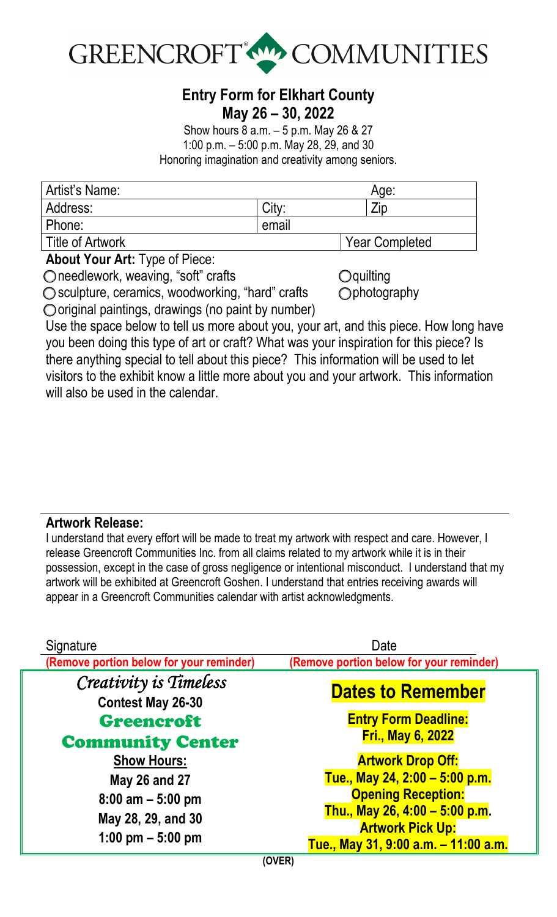# GREENCROFT® COMMUNITIES

## Entry Form for Elkhart County
## May 26 – 30, 2022

Show hours 8 a.m. – 5 p.m. May 26 & 27
1:00 p.m. – 5:00 p.m. May 28, 29, and 30
Honoring imagination and creativity among seniors.

| Artist's Name: | | Age: |
|---|---|---|
| Address: | City: | Zip |
| Phone: | email | |
| Title of Artwork | | Year Completed |

**About Your Art:** Type of Piece:

- ◯ needlework, weaving, "soft" crafts
- ◯ quilting
- ◯ sculpture, ceramics, woodworking, "hard" crafts
- ◯ photography
- ◯ original paintings, drawings (no paint by number)

Use the space below to tell us more about you, your art, and this piece. How long have you been doing this type of art or craft? What was your inspiration for this piece? Is there anything special to tell about this piece? This information will be used to let visitors to the exhibit know a little more about you and your artwork. This information will also be used in the calendar.

**Artwork Release:**

I understand that every effort will be made to treat my artwork with respect and care. However, I release Greencroft Communities Inc. from all claims related to my artwork while it is in their possession, except in the case of gross negligence or intentional misconduct. I understand that my artwork will be exhibited at Greencroft Goshen. I understand that entries receiving awards will appear in a Greencroft Communities calendar with artist acknowledgments.

Signature Date

**(Remove portion below for your reminder)** **(Remove portion below for your reminder)**

*Creativity is Timeless*

**Contest May 26-30**

**Greencroft Community Center**

**Show Hours:**

**May 26 and 27**
**8:00 am – 5:00 pm**
**May 28, 29, and 30**
**1:00 pm – 5:00 pm**

**Dates to Remember**

**Entry Form Deadline:**
**Fri., May 6, 2022**

**Artwork Drop Off:**
**Tue., May 24, 2:00 – 5:00 p.m.**

**Opening Reception:**
**Thu., May 26, 4:00 – 5:00 p.m.**

**Artwork Pick Up:**
**Tue., May 31, 9:00 a.m. – 11:00 a.m.**

**(OVER)**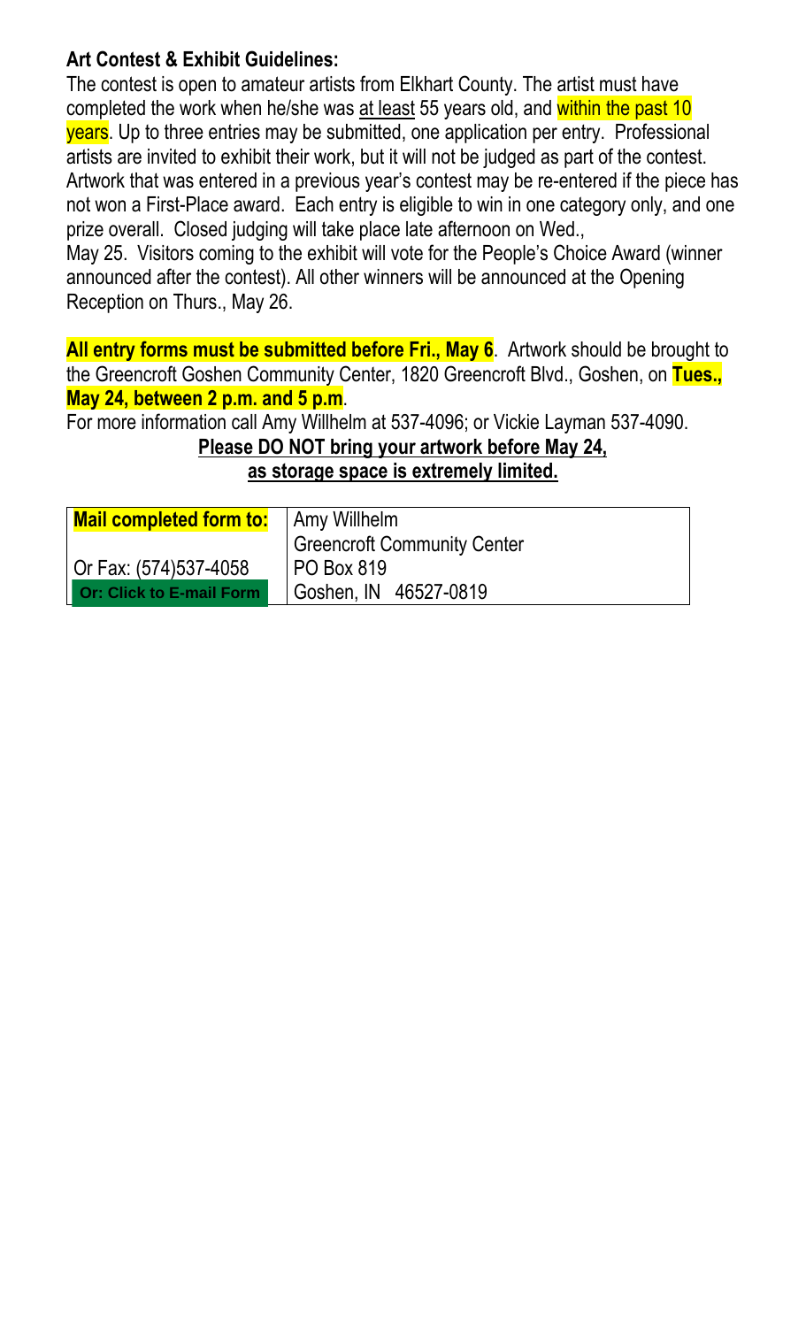**Art Contest & Exhibit Guidelines:**

The contest is open to amateur artists from Elkhart County. The artist must have completed the work when he/she was at least 55 years old, and within the past 10 years. Up to three entries may be submitted, one application per entry. Professional artists are invited to exhibit their work, but it will not be judged as part of the contest. Artwork that was entered in a previous year's contest may be re-entered if the piece has not won a First-Place award. Each entry is eligible to win in one category only, and one prize overall. Closed judging will take place late afternoon on Wed., May 25. Visitors coming to the exhibit will vote for the People's Choice Award (winner announced after the contest). All other winners will be announced at the Opening Reception on Thurs., May 26.

**All entry forms must be submitted before Fri., May 6**. Artwork should be brought to the Greencroft Goshen Community Center, 1820 Greencroft Blvd., Goshen, on **Tues., May 24, between 2 p.m. and 5 p.m**.

For more information call Amy Willhelm at 537-4096; or Vickie Layman 537-4090.

**Please DO NOT bring your artwork before May 24, as storage space is extremely limited.**

| | |
|---|---|
| **Mail completed form to:** | Amy Willhelm |
| | Greencroft Community Center |
| Or Fax: (574)537-4058 | PO Box 819 |
| Or: Click to E-mail Form | Goshen, IN 46527-0819 |